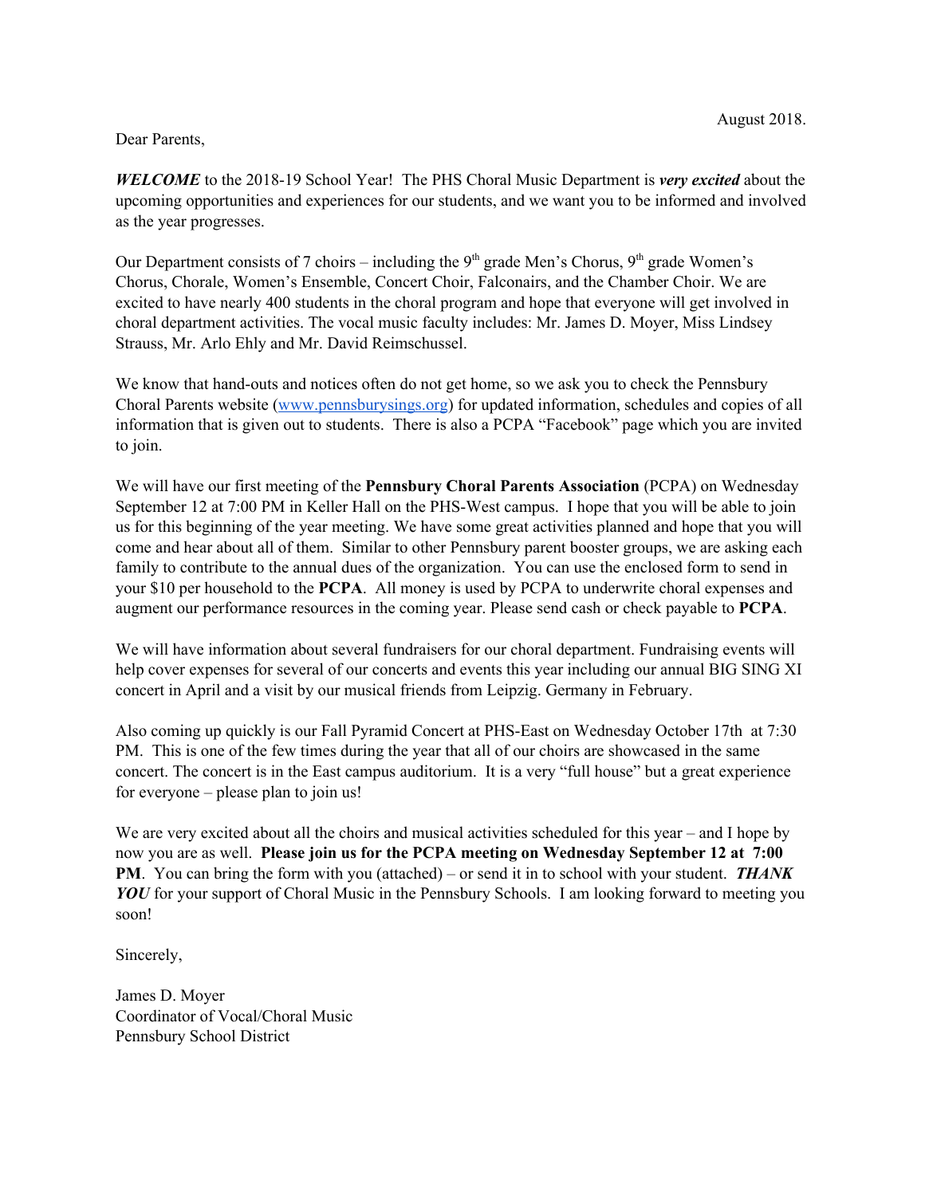August 2018.

Dear Parents,

***WELCOME*** to the 2018-19 School Year! The PHS Choral Music Department is ***very excited*** about the upcoming opportunities and experiences for our students, and we want you to be informed and involved as the year progresses.

Our Department consists of 7 choirs – including the 9th grade Men's Chorus, 9th grade Women's Chorus, Chorale, Women's Ensemble, Concert Choir, Falconairs, and the Chamber Choir. We are excited to have nearly 400 students in the choral program and hope that everyone will get involved in choral department activities. The vocal music faculty includes: Mr. James D. Moyer, Miss Lindsey Strauss, Mr. Arlo Ehly and Mr. David Reimschussel.

We know that hand-outs and notices often do not get home, so we ask you to check the Pennsbury Choral Parents website ([www.pennsburysings.org](www.pennsburysings.org)) for updated information, schedules and copies of all information that is given out to students. There is also a PCPA "Facebook" page which you are invited to join.

We will have our first meeting of the **Pennsbury Choral Parents Association** (PCPA) on Wednesday September 12 at 7:00 PM in Keller Hall on the PHS-West campus. I hope that you will be able to join us for this beginning of the year meeting. We have some great activities planned and hope that you will come and hear about all of them. Similar to other Pennsbury parent booster groups, we are asking each family to contribute to the annual dues of the organization. You can use the enclosed form to send in your $10 per household to the **PCPA**. All money is used by PCPA to underwrite choral expenses and augment our performance resources in the coming year. Please send cash or check payable to **PCPA**.

We will have information about several fundraisers for our choral department. Fundraising events will help cover expenses for several of our concerts and events this year including our annual BIG SING XI concert in April and a visit by our musical friends from Leipzig. Germany in February.

Also coming up quickly is our Fall Pyramid Concert at PHS-East on Wednesday October 17th at 7:30 PM. This is one of the few times during the year that all of our choirs are showcased in the same concert. The concert is in the East campus auditorium. It is a very "full house" but a great experience for everyone – please plan to join us!

We are very excited about all the choirs and musical activities scheduled for this year – and I hope by now you are as well. **Please join us for the PCPA meeting on Wednesday September 12 at 7:00 PM**. You can bring the form with you (attached) – or send it in to school with your student. ***THANK YOU*** for your support of Choral Music in the Pennsbury Schools. I am looking forward to meeting you soon!

Sincerely,

James D. Moyer
Coordinator of Vocal/Choral Music
Pennsbury School District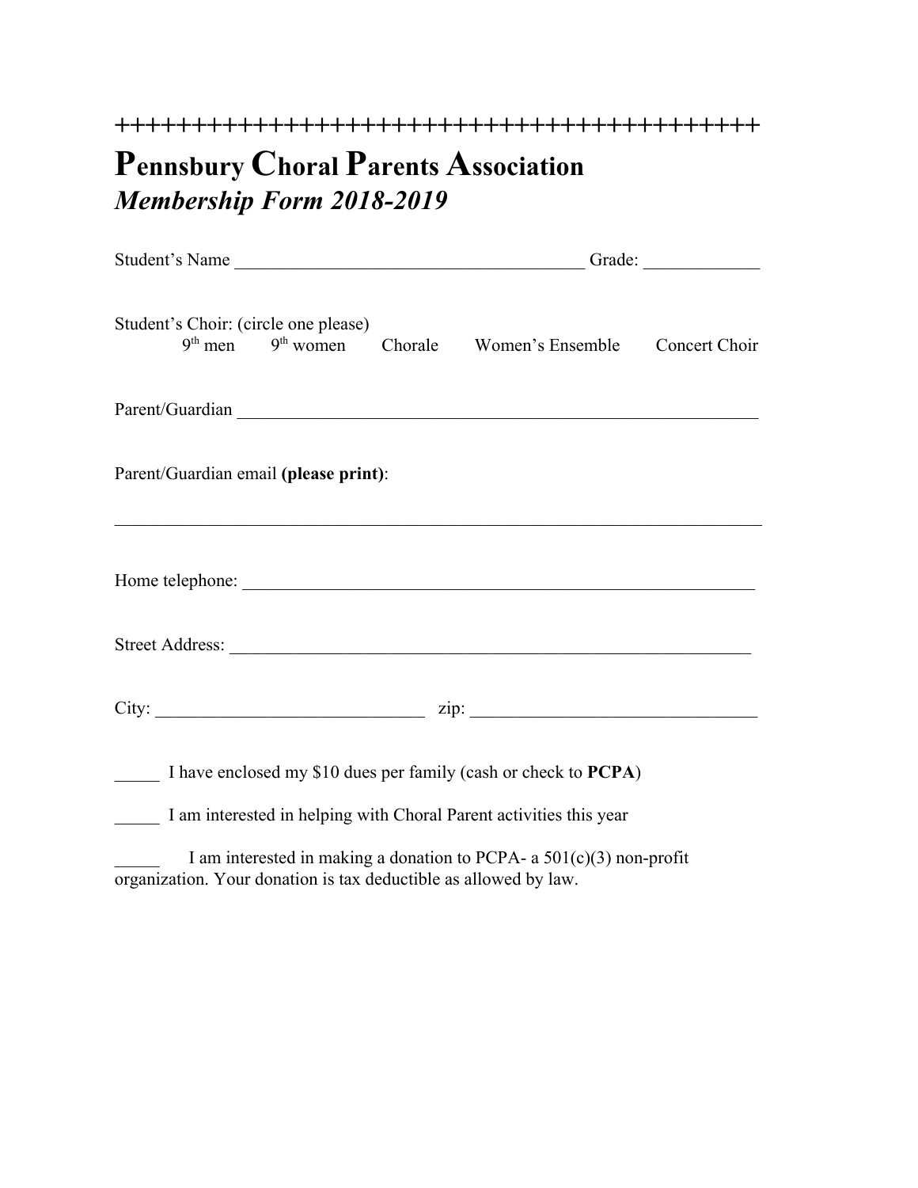++++++++++++++++++++++++++++++++++++++++++++

# Pennsbury Choral Parents Association

***Membership Form 2018-2019***

Student's Name ________________________________________ Grade: _____________

Student's Choir: (circle one please)
9th men     9th women     Chorale     Women's Ensemble     Concert Choir

Parent/Guardian ____________________________________________________________

Parent/Guardian email **(please print)**:

___________________________________________________________________________

Home telephone: ____________________________________________________________

Street Address: _____________________________________________________________

City: ______________________________ zip: ________________________________

_____ I have enclosed my $10 dues per family (cash or check to **PCPA**)

_____ I am interested in helping with Choral Parent activities this year

_____ I am interested in making a donation to PCPA- a 501(c)(3) non-profit organization. Your donation is tax deductible as allowed by law.